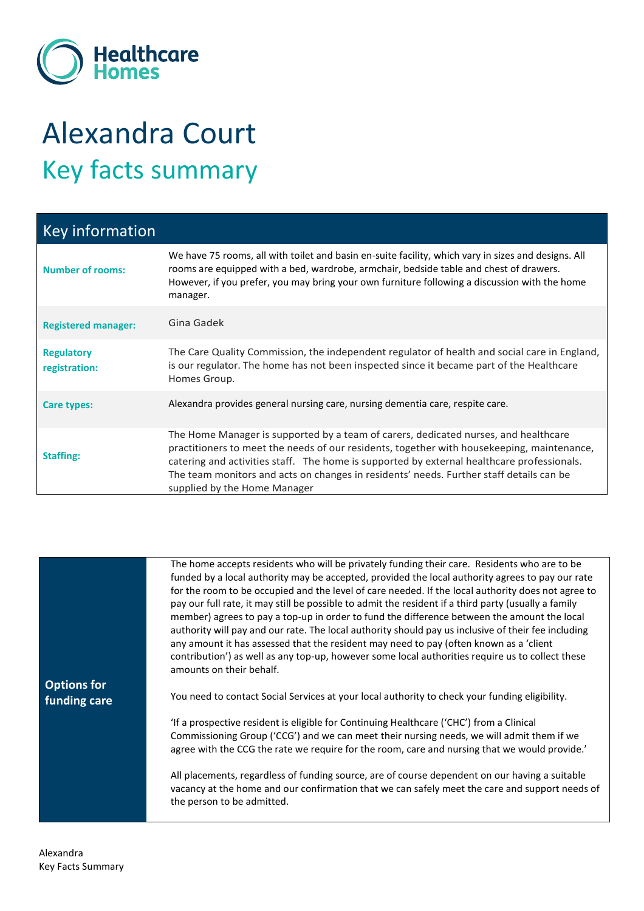Healthcare Homes

# Alexandra Court

## Key facts summary

| Key information | |
|---|---|
| **Number of rooms:** | We have 75 rooms, all with toilet and basin en-suite facility, which vary in sizes and designs. All rooms are equipped with a bed, wardrobe, armchair, bedside table and chest of drawers. However, if you prefer, you may bring your own furniture following a discussion with the home manager. |
| **Registered manager:** | Gina Gadek |
| **Regulatory registration:** | The Care Quality Commission, the independent regulator of health and social care in England, is our regulator. The home has not been inspected since it became part of the Healthcare Homes Group. |
| **Care types:** | Alexandra provides general nursing care, nursing dementia care, respite care. |
| **Staffing:** | The Home Manager is supported by a team of carers, dedicated nurses, and healthcare practitioners to meet the needs of our residents, together with housekeeping, maintenance, catering and activities staff. The home is supported by external healthcare professionals. The team monitors and acts on changes in residents' needs. Further staff details can be supplied by the Home Manager |

**Options for funding care**

The home accepts residents who will be privately funding their care. Residents who are to be funded by a local authority may be accepted, provided the local authority agrees to pay our rate for the room to be occupied and the level of care needed. If the local authority does not agree to pay our full rate, it may still be possible to admit the resident if a third party (usually a family member) agrees to pay a top-up in order to fund the difference between the amount the local authority will pay and our rate. The local authority should pay us inclusive of their fee including any amount it has assessed that the resident may need to pay (often known as a 'client contribution') as well as any top-up, however some local authorities require us to collect these amounts on their behalf.

You need to contact Social Services at your local authority to check your funding eligibility.

'If a prospective resident is eligible for Continuing Healthcare ('CHC') from a Clinical Commissioning Group ('CCG') and we can meet their nursing needs, we will admit them if we agree with the CCG the rate we require for the room, care and nursing that we would provide.'

All placements, regardless of funding source, are of course dependent on our having a suitable vacancy at the home and our confirmation that we can safely meet the care and support needs of the person to be admitted.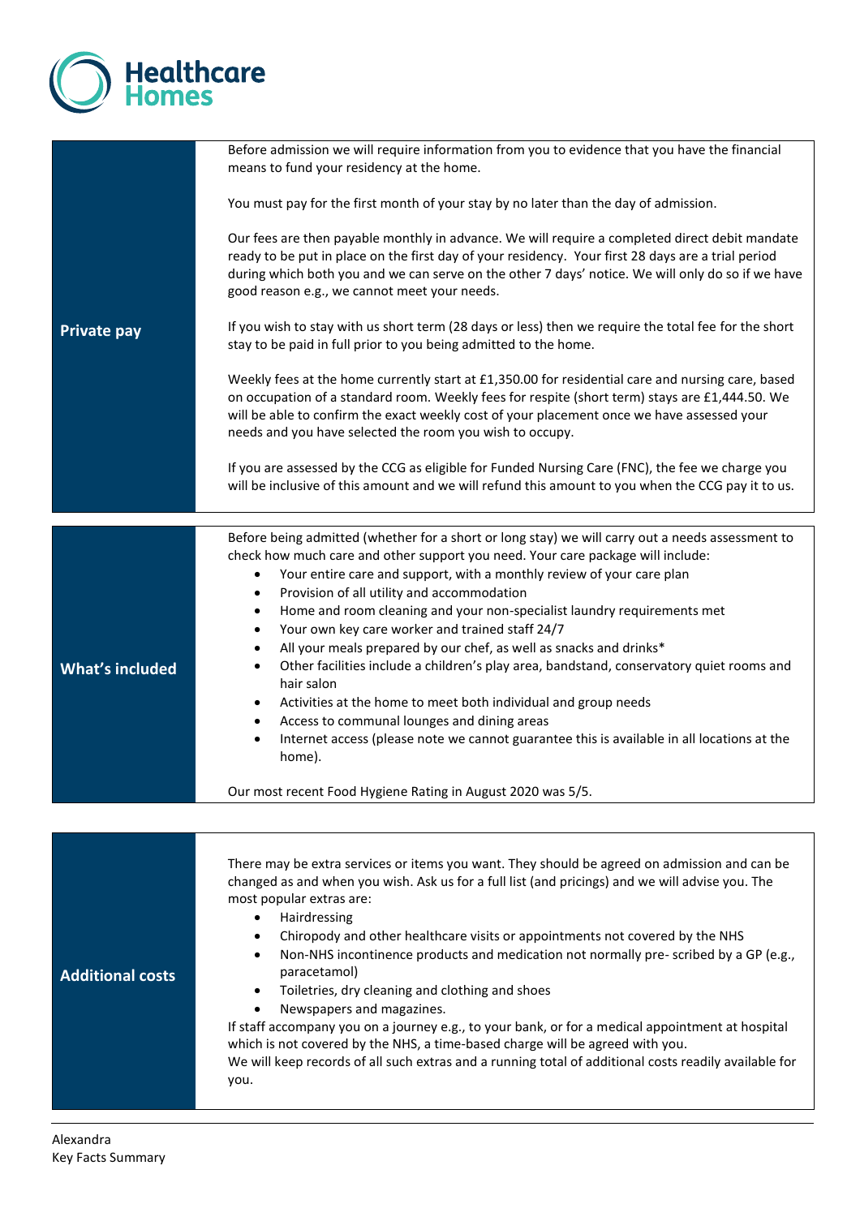Healthcare Homes

## Private pay

Before admission we will require information from you to evidence that you have the financial means to fund your residency at the home.

You must pay for the first month of your stay by no later than the day of admission.

Our fees are then payable monthly in advance. We will require a completed direct debit mandate ready to be put in place on the first day of your residency. Your first 28 days are a trial period during which both you and we can serve on the other 7 days' notice. We will only do so if we have good reason e.g., we cannot meet your needs.

If you wish to stay with us short term (28 days or less) then we require the total fee for the short stay to be paid in full prior to you being admitted to the home.

Weekly fees at the home currently start at £1,350.00 for residential care and nursing care, based on occupation of a standard room. Weekly fees for respite (short term) stays are £1,444.50. We will be able to confirm the exact weekly cost of your placement once we have assessed your needs and you have selected the room you wish to occupy.

If you are assessed by the CCG as eligible for Funded Nursing Care (FNC), the fee we charge you will be inclusive of this amount and we will refund this amount to you when the CCG pay it to us.

## What's included

Before being admitted (whether for a short or long stay) we will carry out a needs assessment to check how much care and other support you need. Your care package will include:

- Your entire care and support, with a monthly review of your care plan
- Provision of all utility and accommodation
- Home and room cleaning and your non-specialist laundry requirements met
- Your own key care worker and trained staff 24/7
- All your meals prepared by our chef, as well as snacks and drinks*
- Other facilities include a children's play area, bandstand, conservatory quiet rooms and hair salon
- Activities at the home to meet both individual and group needs
- Access to communal lounges and dining areas
- Internet access (please note we cannot guarantee this is available in all locations at the home).

Our most recent Food Hygiene Rating in August 2020 was 5/5.

## Additional costs

There may be extra services or items you want. They should be agreed on admission and can be changed as and when you wish. Ask us for a full list (and pricings) and we will advise you. The most popular extras are:

- Hairdressing
- Chiropody and other healthcare visits or appointments not covered by the NHS
- Non-NHS incontinence products and medication not normally pre- scribed by a GP (e.g., paracetamol)
- Toiletries, dry cleaning and clothing and shoes
- Newspapers and magazines.

If staff accompany you on a journey e.g., to your bank, or for a medical appointment at hospital which is not covered by the NHS, a time-based charge will be agreed with you.
We will keep records of all such extras and a running total of additional costs readily available for you.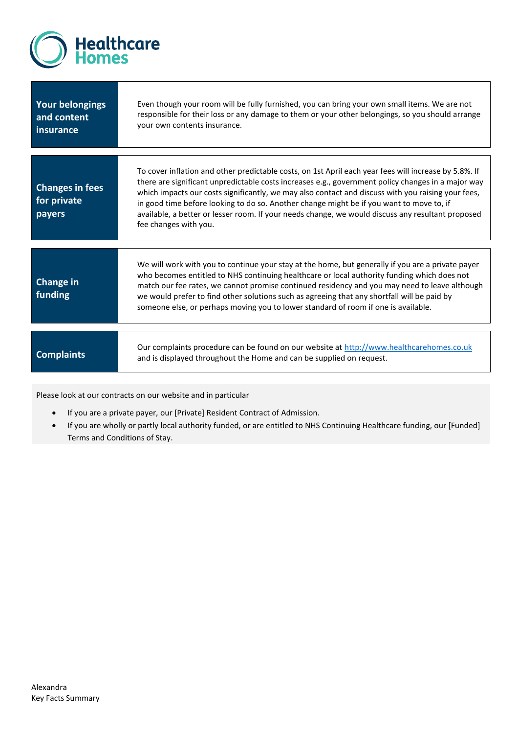| | |
|---|---|
| **Your belongings and content insurance** | Even though your room will be fully furnished, you can bring your own small items. We are not responsible for their loss or any damage to them or your other belongings, so you should arrange your own contents insurance. |
| **Changes in fees for private payers** | To cover inflation and other predictable costs, on 1st April each year fees will increase by 5.8%. If there are significant unpredictable costs increases e.g., government policy changes in a major way which impacts our costs significantly, we may also contact and discuss with you raising your fees, in good time before looking to do so. Another change might be if you want to move to, if available, a better or lesser room. If your needs change, we would discuss any resultant proposed fee changes with you. |
| **Change in funding** | We will work with you to continue your stay at the home, but generally if you are a private payer who becomes entitled to NHS continuing healthcare or local authority funding which does not match our fee rates, we cannot promise continued residency and you may need to leave although we would prefer to find other solutions such as agreeing that any shortfall will be paid by someone else, or perhaps moving you to lower standard of room if one is available. |
| **Complaints** | Our complaints procedure can be found on our website at [http://www.healthcarehomes.co.uk](http://www.healthcarehomes.co.uk) and is displayed throughout the Home and can be supplied on request. |

Please look at our contracts on our website and in particular

- If you are a private payer, our [Private] Resident Contract of Admission.
- If you are wholly or partly local authority funded, or are entitled to NHS Continuing Healthcare funding, our [Funded] Terms and Conditions of Stay.

Alexandra
Key Facts Summary